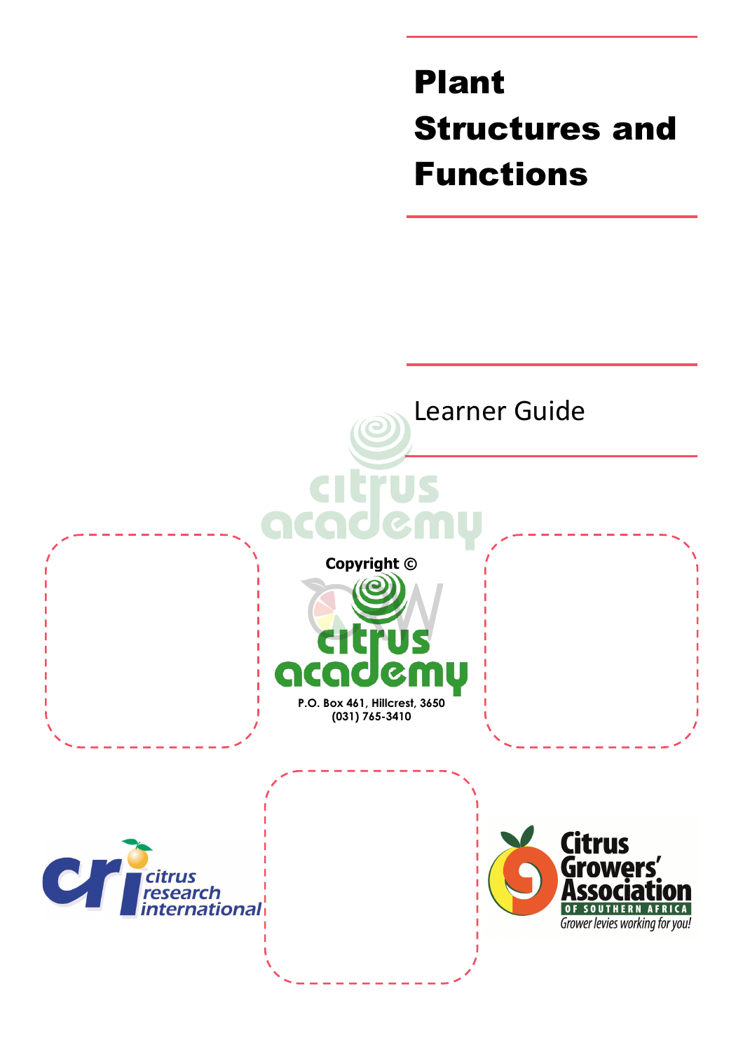# Plant Structures and Functions

Learner Guide

Copyright ©

citrus academy

P.O. Box 461, Hillcrest, 3650
(031) 765-3410

citrus research international

Citrus Growers' Association of Southern Africa

Grower levies working for you!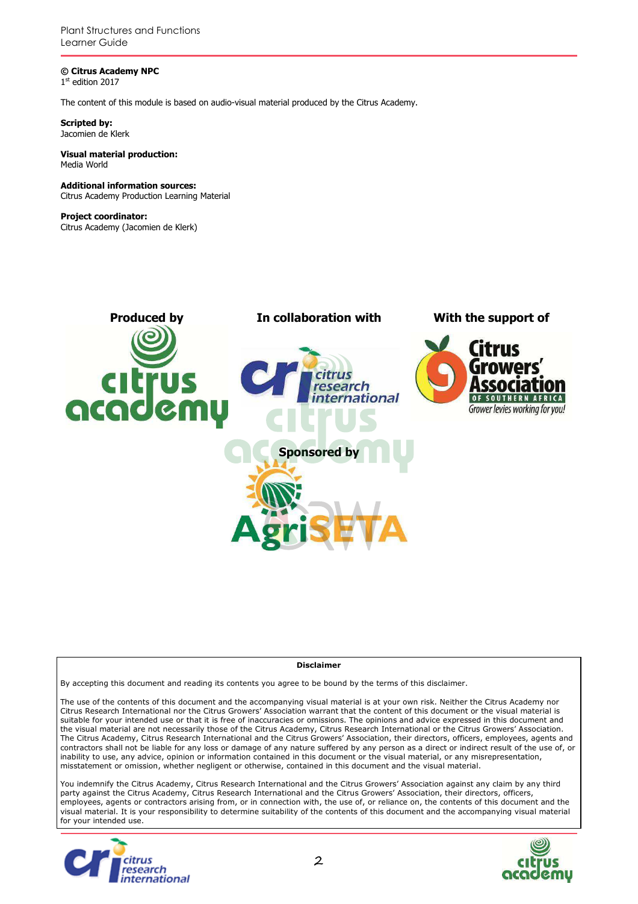**© Citrus Academy NPC**
1st edition 2017

The content of this module is based on audio-visual material produced by the Citrus Academy.

**Scripted by:**
Jacomien de Klerk

**Visual material production:**
Media World

**Additional information sources:**
Citrus Academy Production Learning Material

**Project coordinator:**
Citrus Academy (Jacomien de Klerk)

**Produced by** | **In collaboration with** | **With the support of**

**Sponsored by**

**Disclaimer**

By accepting this document and reading its contents you agree to be bound by the terms of this disclaimer.

The use of the contents of this document and the accompanying visual material is at your own risk. Neither the Citrus Academy nor Citrus Research International nor the Citrus Growers' Association warrant that the content of this document or the visual material is suitable for your intended use or that it is free of inaccuracies or omissions. The opinions and advice expressed in this document and the visual material are not necessarily those of the Citrus Academy, Citrus Research International or the Citrus Growers' Association. The Citrus Academy, Citrus Research International and the Citrus Growers' Association, their directors, officers, employees, agents and contractors shall not be liable for any loss or damage of any nature suffered by any person as a direct or indirect result of the use of, or inability to use, any advice, opinion or information contained in this document or the visual material, or any misrepresentation, misstatement or omission, whether negligent or otherwise, contained in this document and the visual material.

You indemnify the Citrus Academy, Citrus Research International and the Citrus Growers' Association against any claim by any third party against the Citrus Academy, Citrus Research International and the Citrus Growers' Association, their directors, officers, employees, agents or contractors arising from, or in connection with, the use of, or reliance on, the contents of this document and the visual material. It is your responsibility to determine suitability of the contents of this document and the accompanying visual material for your intended use.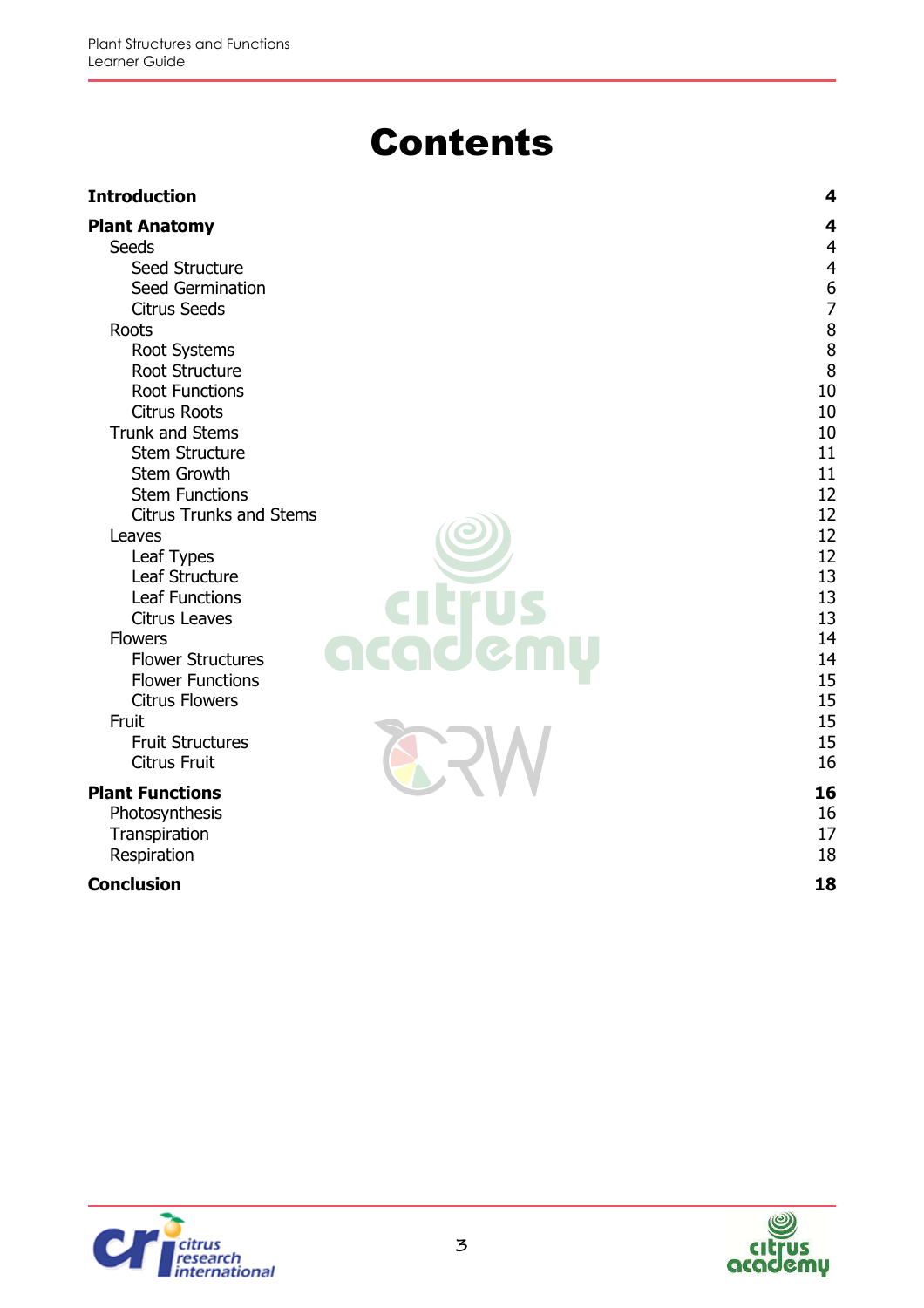# Contents

| | |
|---|---|
| **Introduction** | **4** |
| **Plant Anatomy** | **4** |
| Seeds | 4 |
| Seed Structure | 4 |
| Seed Germination | 6 |
| Citrus Seeds | 7 |
| Roots | 8 |
| Root Systems | 8 |
| Root Structure | 8 |
| Root Functions | 10 |
| Citrus Roots | 10 |
| Trunk and Stems | 10 |
| Stem Structure | 11 |
| Stem Growth | 11 |
| Stem Functions | 12 |
| Citrus Trunks and Stems | 12 |
| Leaves | 12 |
| Leaf Types | 12 |
| Leaf Structure | 13 |
| Leaf Functions | 13 |
| Citrus Leaves | 13 |
| Flowers | 14 |
| Flower Structures | 14 |
| Flower Functions | 15 |
| Citrus Flowers | 15 |
| Fruit | 15 |
| Fruit Structures | 15 |
| Citrus Fruit | 16 |
| **Plant Functions** | **16** |
| Photosynthesis | 16 |
| Transpiration | 17 |
| Respiration | 18 |
| **Conclusion** | **18** |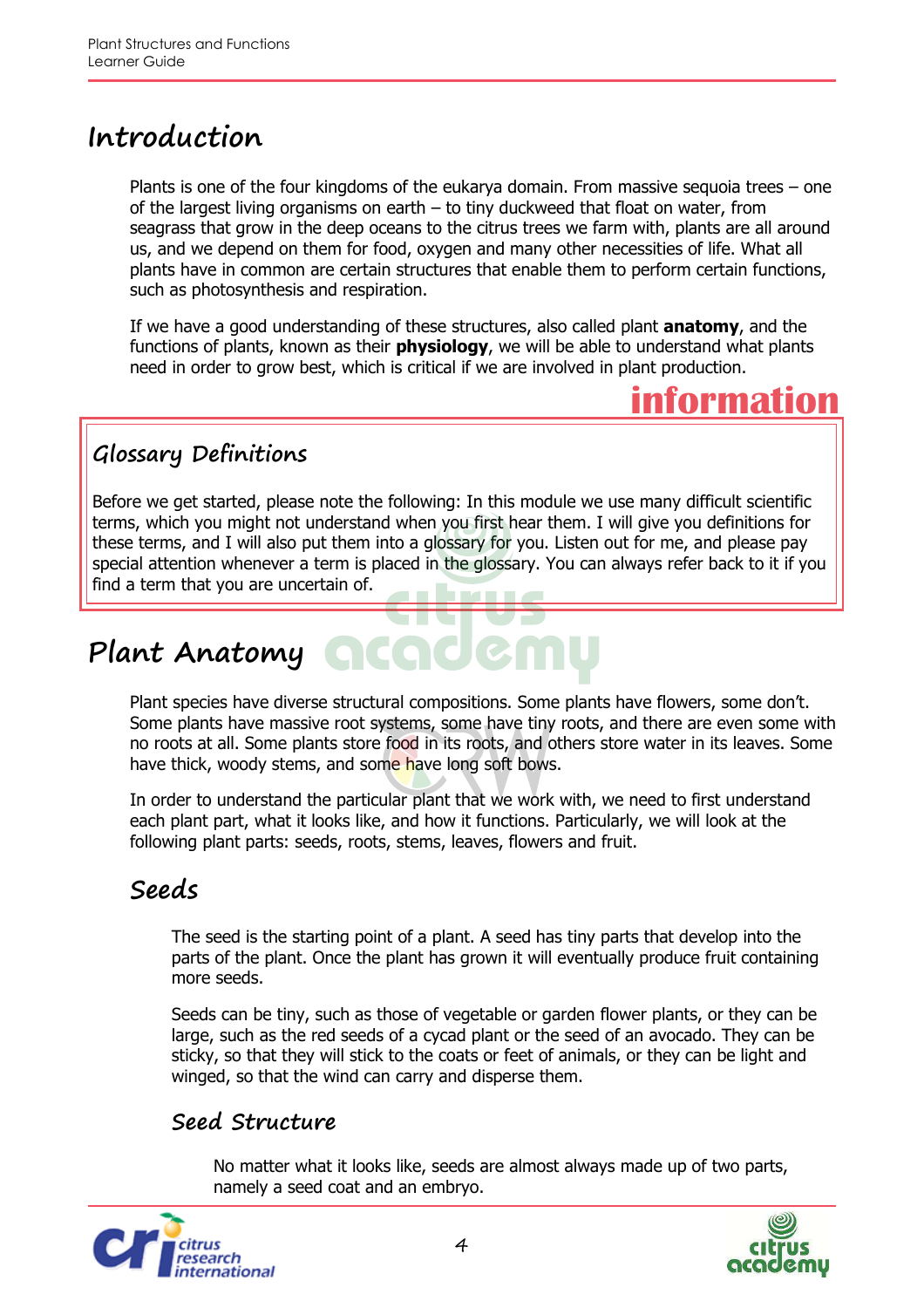# Introduction

Plants is one of the four kingdoms of the eukarya domain. From massive sequoia trees – one of the largest living organisms on earth – to tiny duckweed that float on water, from seagrass that grow in the deep oceans to the citrus trees we farm with, plants are all around us, and we depend on them for food, oxygen and many other necessities of life. What all plants have in common are certain structures that enable them to perform certain functions, such as photosynthesis and respiration.

If we have a good understanding of these structures, also called plant **anatomy**, and the functions of plants, known as their **physiology**, we will be able to understand what plants need in order to grow best, which is critical if we are involved in plant production.

**information**

## Glossary Definitions

Before we get started, please note the following: In this module we use many difficult scientific terms, which you might not understand when you first hear them. I will give you definitions for these terms, and I will also put them into a glossary for you. Listen out for me, and please pay special attention whenever a term is placed in the glossary. You can always refer back to it if you find a term that you are uncertain of.

# Plant Anatomy

Plant species have diverse structural compositions. Some plants have flowers, some don't. Some plants have massive root systems, some have tiny roots, and there are even some with no roots at all. Some plants store food in its roots, and others store water in its leaves. Some have thick, woody stems, and some have long soft bows.

In order to understand the particular plant that we work with, we need to first understand each plant part, what it looks like, and how it functions. Particularly, we will look at the following plant parts: seeds, roots, stems, leaves, flowers and fruit.

## Seeds

The seed is the starting point of a plant. A seed has tiny parts that develop into the parts of the plant. Once the plant has grown it will eventually produce fruit containing more seeds.

Seeds can be tiny, such as those of vegetable or garden flower plants, or they can be large, such as the red seeds of a cycad plant or the seed of an avocado. They can be sticky, so that they will stick to the coats or feet of animals, or they can be light and winged, so that the wind can carry and disperse them.

### Seed Structure

No matter what it looks like, seeds are almost always made up of two parts, namely a seed coat and an embryo.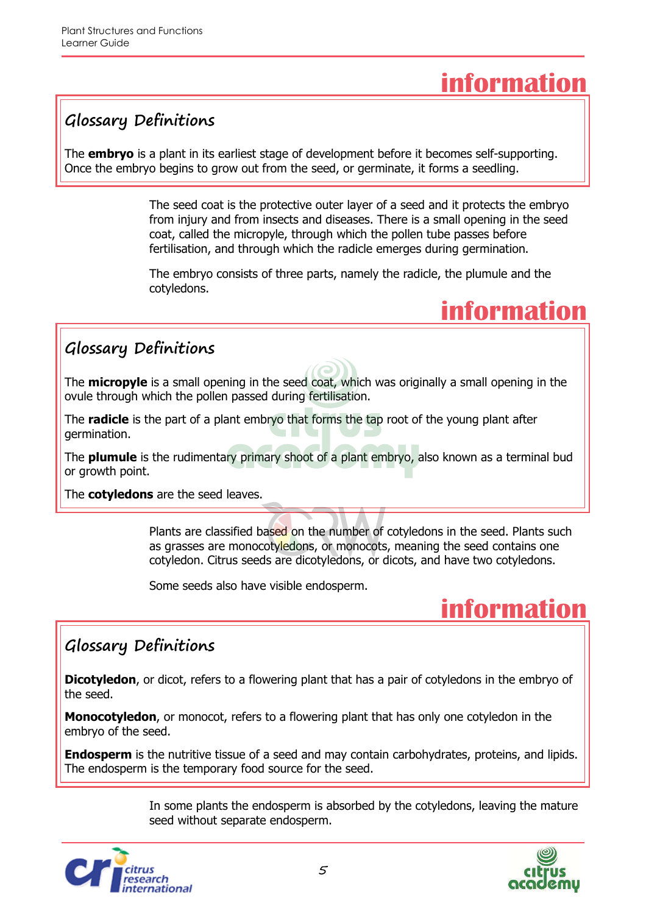**information**

### Glossary Definitions

The **embryo** is a plant in its earliest stage of development before it becomes self-supporting. Once the embryo begins to grow out from the seed, or germinate, it forms a seedling.

The seed coat is the protective outer layer of a seed and it protects the embryo from injury and from insects and diseases. There is a small opening in the seed coat, called the micropyle, through which the pollen tube passes before fertilisation, and through which the radicle emerges during germination.

The embryo consists of three parts, namely the radicle, the plumule and the cotyledons.

**information**

### Glossary Definitions

The **micropyle** is a small opening in the seed coat, which was originally a small opening in the ovule through which the pollen passed during fertilisation.

The **radicle** is the part of a plant embryo that forms the tap root of the young plant after germination.

The **plumule** is the rudimentary primary shoot of a plant embryo, also known as a terminal bud or growth point.

The **cotyledons** are the seed leaves.

Plants are classified based on the number of cotyledons in the seed. Plants such as grasses are monocotyledons, or monocots, meaning the seed contains one cotyledon. Citrus seeds are dicotyledons, or dicots, and have two cotyledons.

Some seeds also have visible endosperm.

**information**

### Glossary Definitions

**Dicotyledon**, or dicot, refers to a flowering plant that has a pair of cotyledons in the embryo of the seed.

**Monocotyledon**, or monocot, refers to a flowering plant that has only one cotyledon in the embryo of the seed.

**Endosperm** is the nutritive tissue of a seed and may contain carbohydrates, proteins, and lipids. The endosperm is the temporary food source for the seed.

In some plants the endosperm is absorbed by the cotyledons, leaving the mature seed without separate endosperm.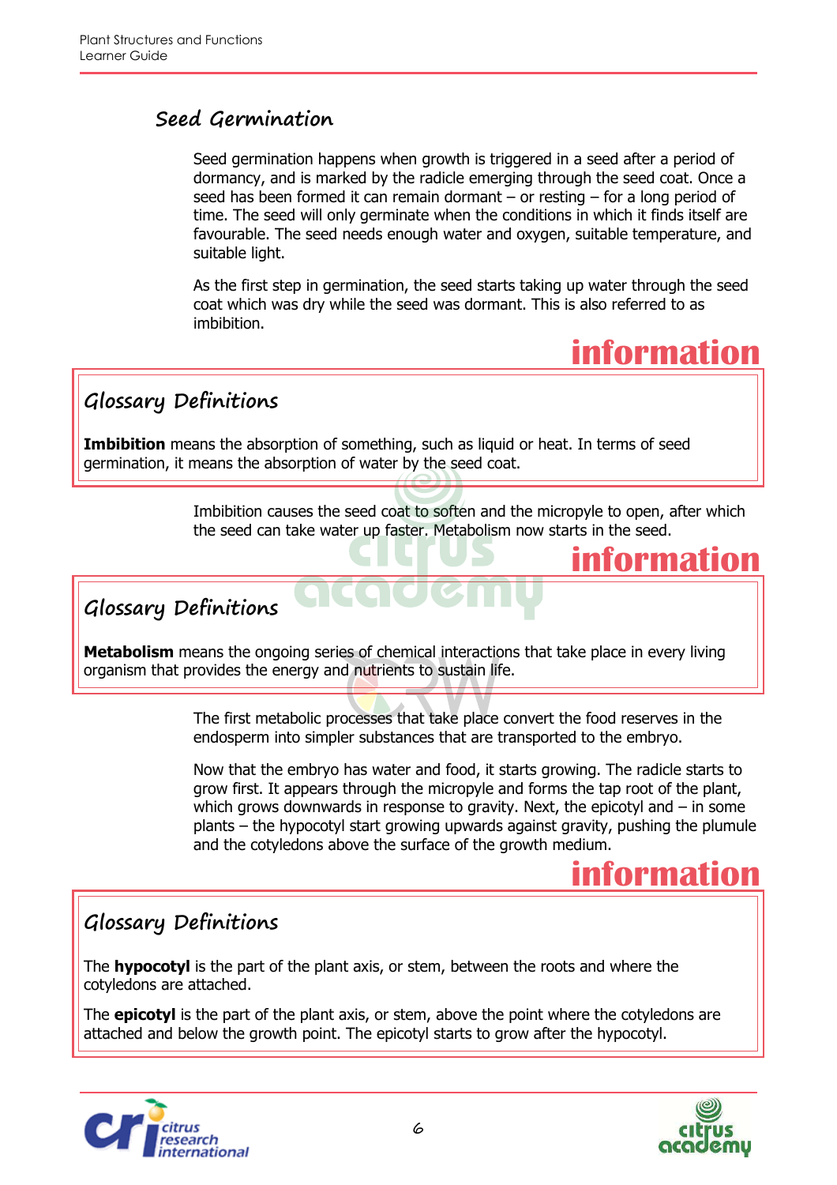## Seed Germination

Seed germination happens when growth is triggered in a seed after a period of dormancy, and is marked by the radicle emerging through the seed coat. Once a seed has been formed it can remain dormant – or resting – for a long period of time. The seed will only germinate when the conditions in which it finds itself are favourable. The seed needs enough water and oxygen, suitable temperature, and suitable light.

As the first step in germination, the seed starts taking up water through the seed coat which was dry while the seed was dormant. This is also referred to as imbibition.

**information**

### Glossary Definitions

**Imbibition** means the absorption of something, such as liquid or heat. In terms of seed germination, it means the absorption of water by the seed coat.

Imbibition causes the seed coat to soften and the micropyle to open, after which the seed can take water up faster. Metabolism now starts in the seed.

**information**

### Glossary Definitions

**Metabolism** means the ongoing series of chemical interactions that take place in every living organism that provides the energy and nutrients to sustain life.

The first metabolic processes that take place convert the food reserves in the endosperm into simpler substances that are transported to the embryo.

Now that the embryo has water and food, it starts growing. The radicle starts to grow first. It appears through the micropyle and forms the tap root of the plant, which grows downwards in response to gravity. Next, the epicotyl and – in some plants – the hypocotyl start growing upwards against gravity, pushing the plumule and the cotyledons above the surface of the growth medium.

**information**

### Glossary Definitions

The **hypocotyl** is the part of the plant axis, or stem, between the roots and where the cotyledons are attached.

The **epicotyl** is the part of the plant axis, or stem, above the point where the cotyledons are attached and below the growth point. The epicotyl starts to grow after the hypocotyl.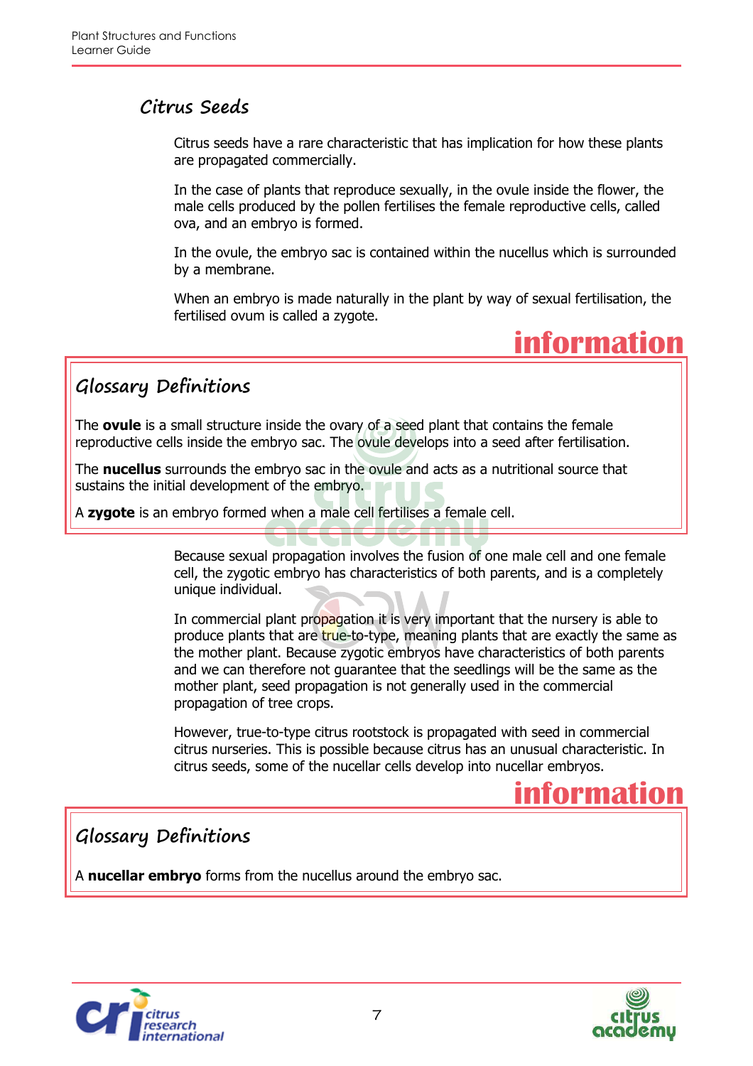## Citrus Seeds

Citrus seeds have a rare characteristic that has implication for how these plants are propagated commercially.

In the case of plants that reproduce sexually, in the ovule inside the flower, the male cells produced by the pollen fertilises the female reproductive cells, called ova, and an embryo is formed.

In the ovule, the embryo sac is contained within the nucellus which is surrounded by a membrane.

When an embryo is made naturally in the plant by way of sexual fertilisation, the fertilised ovum is called a zygote.

**information**

### Glossary Definitions

The **ovule** is a small structure inside the ovary of a seed plant that contains the female reproductive cells inside the embryo sac. The ovule develops into a seed after fertilisation.

The **nucellus** surrounds the embryo sac in the ovule and acts as a nutritional source that sustains the initial development of the embryo.

A **zygote** is an embryo formed when a male cell fertilises a female cell.

Because sexual propagation involves the fusion of one male cell and one female cell, the zygotic embryo has characteristics of both parents, and is a completely unique individual.

In commercial plant propagation it is very important that the nursery is able to produce plants that are true-to-type, meaning plants that are exactly the same as the mother plant. Because zygotic embryos have characteristics of both parents and we can therefore not guarantee that the seedlings will be the same as the mother plant, seed propagation is not generally used in the commercial propagation of tree crops.

However, true-to-type citrus rootstock is propagated with seed in commercial citrus nurseries. This is possible because citrus has an unusual characteristic. In citrus seeds, some of the nucellar cells develop into nucellar embryos.

**information**

### Glossary Definitions

A **nucellar embryo** forms from the nucellus around the embryo sac.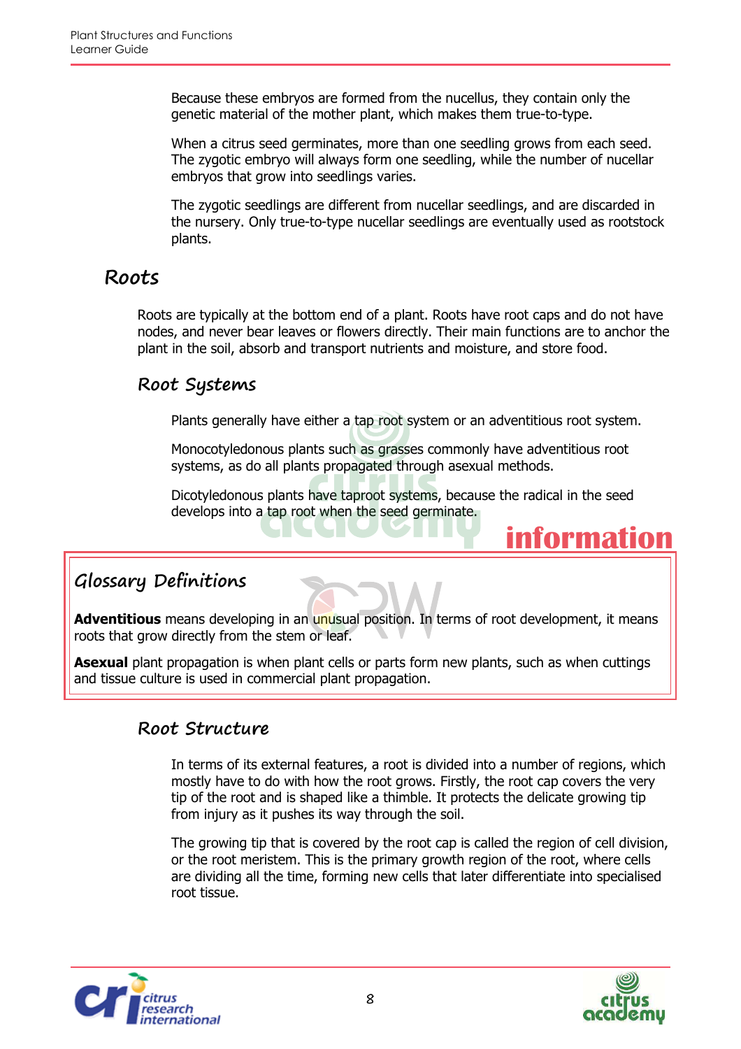Because these embryos are formed from the nucellus, they contain only the genetic material of the mother plant, which makes them true-to-type.

When a citrus seed germinates, more than one seedling grows from each seed. The zygotic embryo will always form one seedling, while the number of nucellar embryos that grow into seedlings varies.

The zygotic seedlings are different from nucellar seedlings, and are discarded in the nursery. Only true-to-type nucellar seedlings are eventually used as rootstock plants.

## Roots

Roots are typically at the bottom end of a plant. Roots have root caps and do not have nodes, and never bear leaves or flowers directly. Their main functions are to anchor the plant in the soil, absorb and transport nutrients and moisture, and store food.

### Root Systems

Plants generally have either a tap root system or an adventitious root system.

Monocotyledonous plants such as grasses commonly have adventitious root systems, as do all plants propagated through asexual methods.

Dicotyledonous plants have taproot systems, because the radical in the seed develops into a tap root when the seed germinate.

**information**

> ### Glossary Definitions
>
> **Adventitious** means developing in an unusual position. In terms of root development, it means roots that grow directly from the stem or leaf.
>
> **Asexual** plant propagation is when plant cells or parts form new plants, such as when cuttings and tissue culture is used in commercial plant propagation.

### Root Structure

In terms of its external features, a root is divided into a number of regions, which mostly have to do with how the root grows. Firstly, the root cap covers the very tip of the root and is shaped like a thimble. It protects the delicate growing tip from injury as it pushes its way through the soil.

The growing tip that is covered by the root cap is called the region of cell division, or the root meristem. This is the primary growth region of the root, where cells are dividing all the time, forming new cells that later differentiate into specialised root tissue.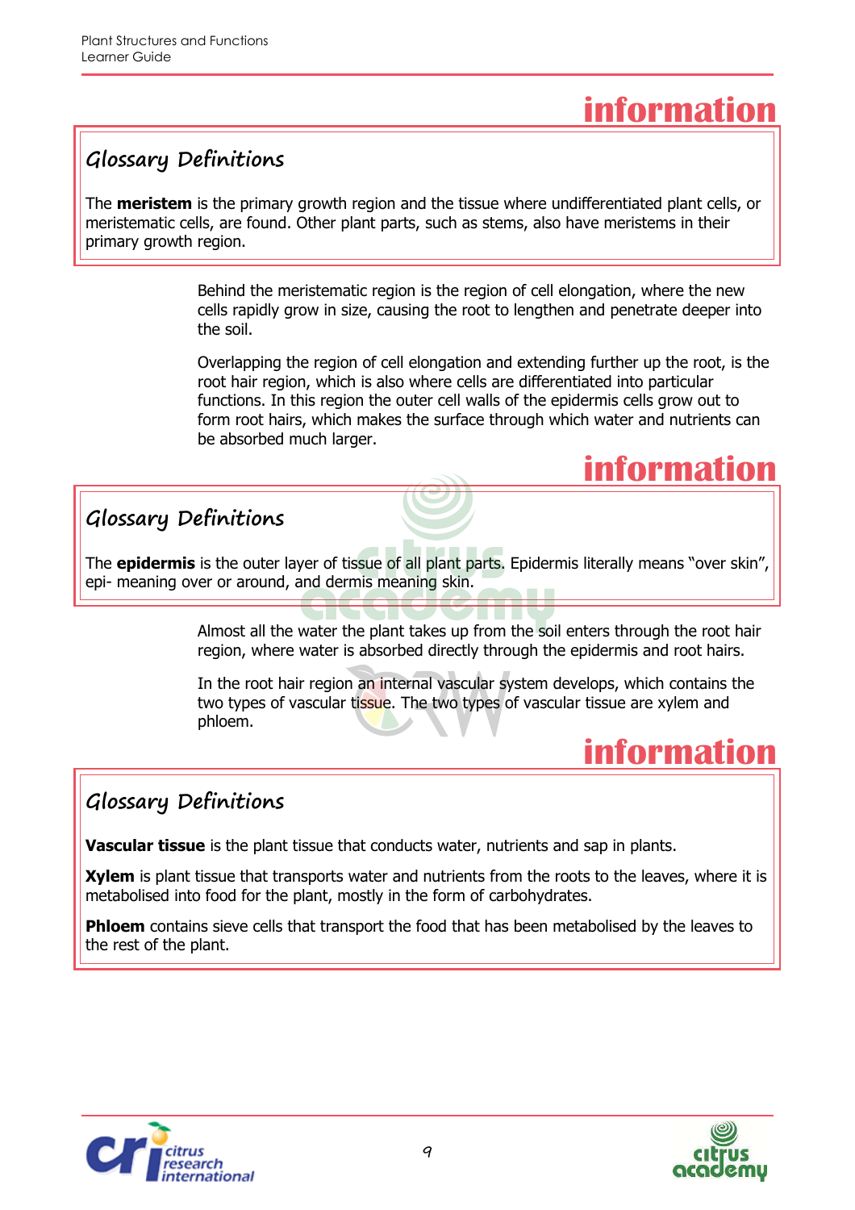**information**

### Glossary Definitions

The **meristem** is the primary growth region and the tissue where undifferentiated plant cells, or meristematic cells, are found. Other plant parts, such as stems, also have meristems in their primary growth region.

Behind the meristematic region is the region of cell elongation, where the new cells rapidly grow in size, causing the root to lengthen and penetrate deeper into the soil.

Overlapping the region of cell elongation and extending further up the root, is the root hair region, which is also where cells are differentiated into particular functions. In this region the outer cell walls of the epidermis cells grow out to form root hairs, which makes the surface through which water and nutrients can be absorbed much larger.

**information**

### Glossary Definitions

The **epidermis** is the outer layer of tissue of all plant parts. Epidermis literally means "over skin", epi- meaning over or around, and dermis meaning skin.

Almost all the water the plant takes up from the soil enters through the root hair region, where water is absorbed directly through the epidermis and root hairs.

In the root hair region an internal vascular system develops, which contains the two types of vascular tissue. The two types of vascular tissue are xylem and phloem.

**information**

### Glossary Definitions

**Vascular tissue** is the plant tissue that conducts water, nutrients and sap in plants.

**Xylem** is plant tissue that transports water and nutrients from the roots to the leaves, where it is metabolised into food for the plant, mostly in the form of carbohydrates.

**Phloem** contains sieve cells that transport the food that has been metabolised by the leaves to the rest of the plant.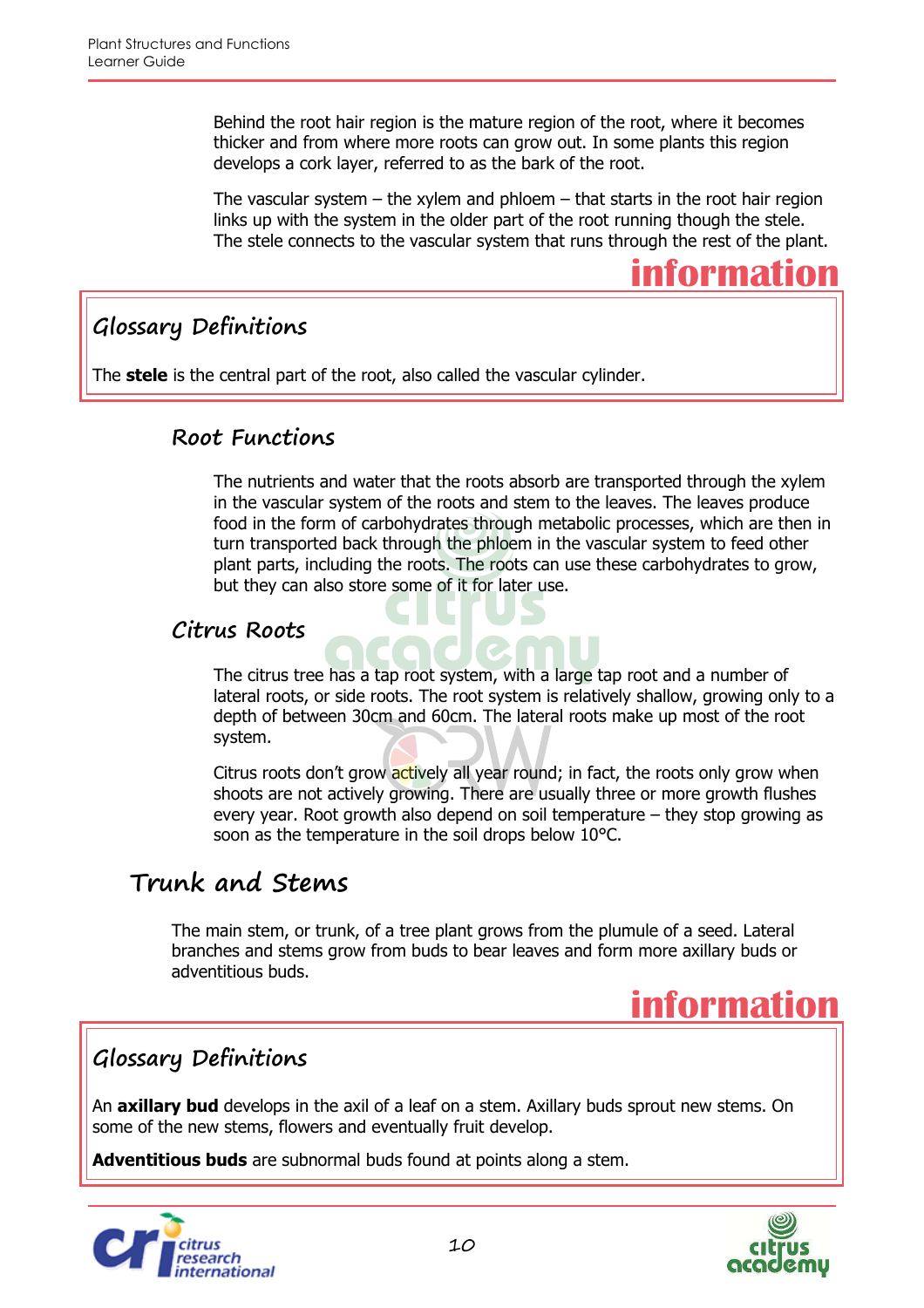Behind the root hair region is the mature region of the root, where it becomes thicker and from where more roots can grow out. In some plants this region develops a cork layer, referred to as the bark of the root.

The vascular system – the xylem and phloem – that starts in the root hair region links up with the system in the older part of the root running though the stele. The stele connects to the vascular system that runs through the rest of the plant.

**information**

### Glossary Definitions

The **stele** is the central part of the root, also called the vascular cylinder.

### Root Functions

The nutrients and water that the roots absorb are transported through the xylem in the vascular system of the roots and stem to the leaves. The leaves produce food in the form of carbohydrates through metabolic processes, which are then in turn transported back through the phloem in the vascular system to feed other plant parts, including the roots. The roots can use these carbohydrates to grow, but they can also store some of it for later use.

### Citrus Roots

The citrus tree has a tap root system, with a large tap root and a number of lateral roots, or side roots. The root system is relatively shallow, growing only to a depth of between 30cm and 60cm. The lateral roots make up most of the root system.

Citrus roots don't grow actively all year round; in fact, the roots only grow when shoots are not actively growing. There are usually three or more growth flushes every year. Root growth also depend on soil temperature – they stop growing as soon as the temperature in the soil drops below 10°C.

## Trunk and Stems

The main stem, or trunk, of a tree plant grows from the plumule of a seed. Lateral branches and stems grow from buds to bear leaves and form more axillary buds or adventitious buds.

**information**

### Glossary Definitions

An **axillary bud** develops in the axil of a leaf on a stem. Axillary buds sprout new stems. On some of the new stems, flowers and eventually fruit develop.

**Adventitious buds** are subnormal buds found at points along a stem.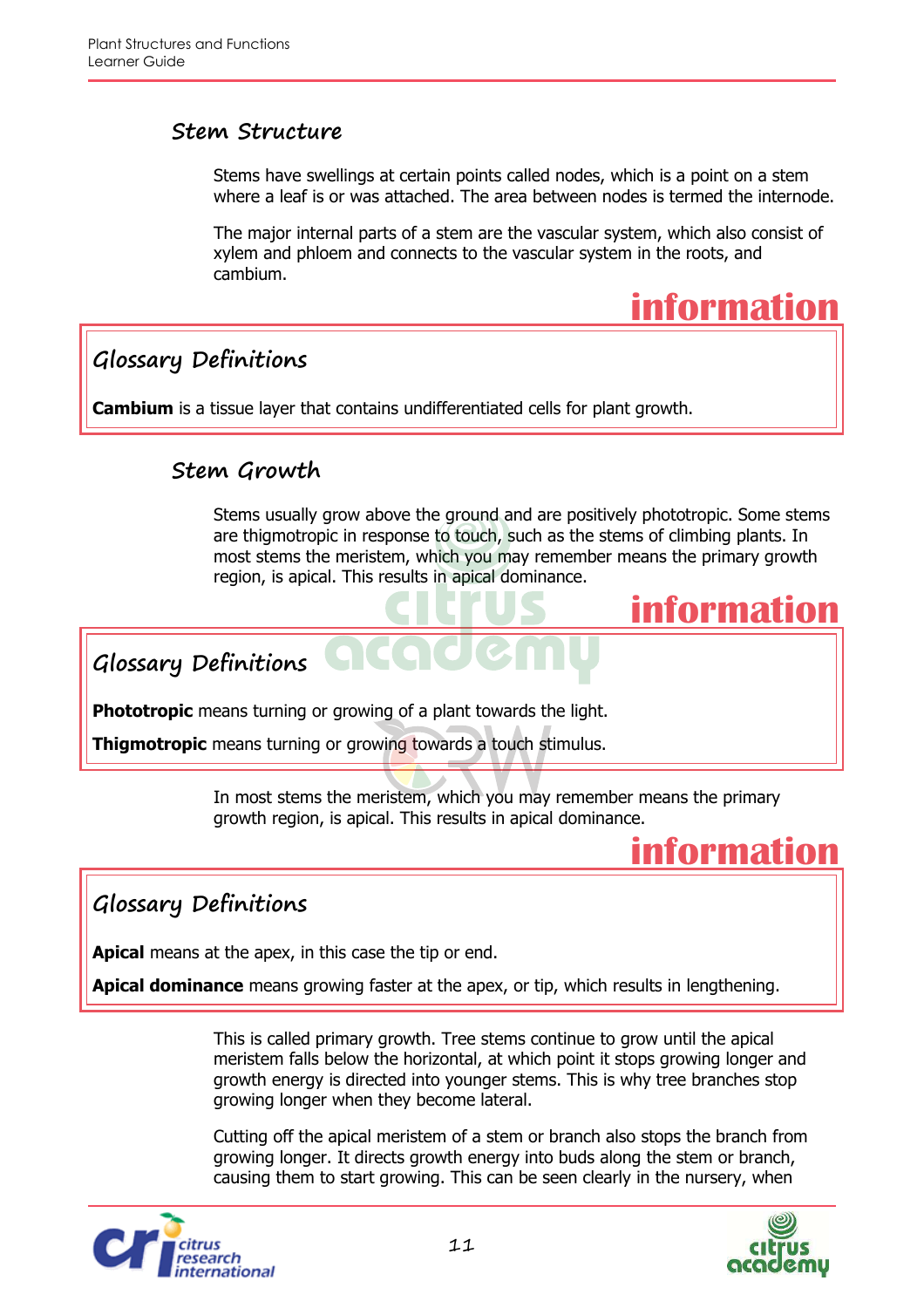### Stem Structure

Stems have swellings at certain points called nodes, which is a point on a stem where a leaf is or was attached. The area between nodes is termed the internode.

The major internal parts of a stem are the vascular system, which also consist of xylem and phloem and connects to the vascular system in the roots, and cambium.

**information**

> ### Glossary Definitions
>
> **Cambium** is a tissue layer that contains undifferentiated cells for plant growth.

### Stem Growth

Stems usually grow above the ground and are positively phototropic. Some stems are thigmotropic in response to touch, such as the stems of climbing plants. In most stems the meristem, which you may remember means the primary growth region, is apical. This results in apical dominance.

**information**

> ### Glossary Definitions
>
> **Phototropic** means turning or growing of a plant towards the light.
>
> **Thigmotropic** means turning or growing towards a touch stimulus.

In most stems the meristem, which you may remember means the primary growth region, is apical. This results in apical dominance.

**information**

> ### Glossary Definitions
>
> **Apical** means at the apex, in this case the tip or end.
>
> **Apical dominance** means growing faster at the apex, or tip, which results in lengthening.

This is called primary growth. Tree stems continue to grow until the apical meristem falls below the horizontal, at which point it stops growing longer and growth energy is directed into younger stems. This is why tree branches stop growing longer when they become lateral.

Cutting off the apical meristem of a stem or branch also stops the branch from growing longer. It directs growth energy into buds along the stem or branch, causing them to start growing. This can be seen clearly in the nursery, when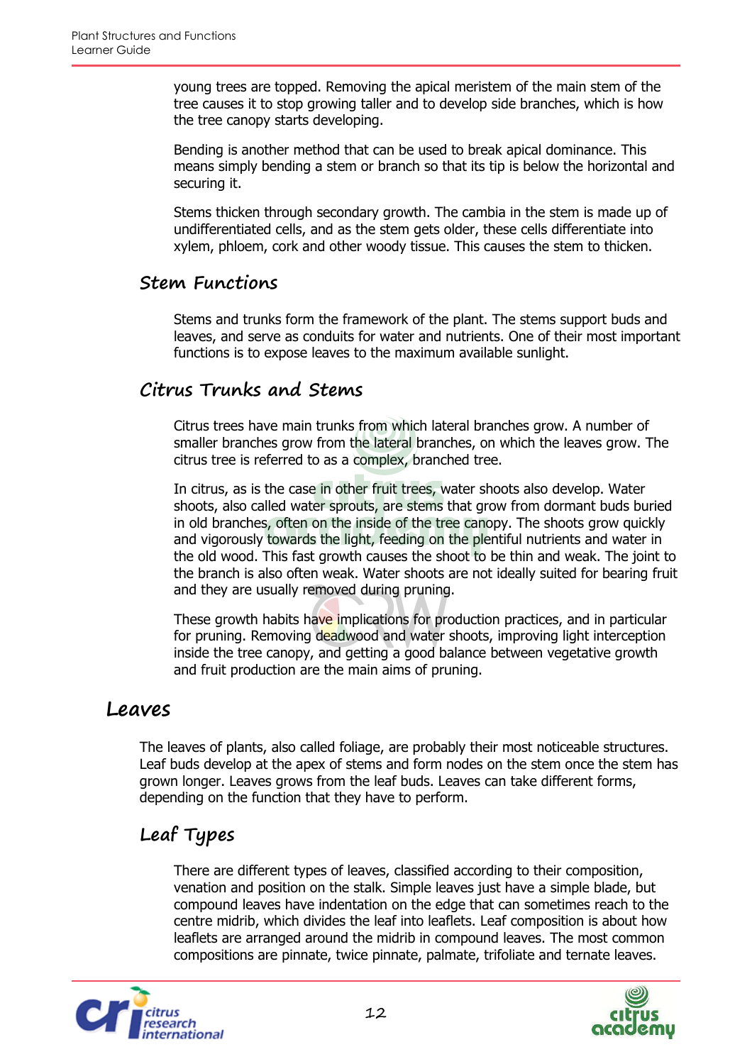young trees are topped. Removing the apical meristem of the main stem of the tree causes it to stop growing taller and to develop side branches, which is how the tree canopy starts developing.

Bending is another method that can be used to break apical dominance. This means simply bending a stem or branch so that its tip is below the horizontal and securing it.

Stems thicken through secondary growth. The cambia in the stem is made up of undifferentiated cells, and as the stem gets older, these cells differentiate into xylem, phloem, cork and other woody tissue. This causes the stem to thicken.

### Stem Functions

Stems and trunks form the framework of the plant. The stems support buds and leaves, and serve as conduits for water and nutrients. One of their most important functions is to expose leaves to the maximum available sunlight.

### Citrus Trunks and Stems

Citrus trees have main trunks from which lateral branches grow. A number of smaller branches grow from the lateral branches, on which the leaves grow. The citrus tree is referred to as a complex, branched tree.

In citrus, as is the case in other fruit trees, water shoots also develop. Water shoots, also called water sprouts, are stems that grow from dormant buds buried in old branches, often on the inside of the tree canopy. The shoots grow quickly and vigorously towards the light, feeding on the plentiful nutrients and water in the old wood. This fast growth causes the shoot to be thin and weak. The joint to the branch is also often weak. Water shoots are not ideally suited for bearing fruit and they are usually removed during pruning.

These growth habits have implications for production practices, and in particular for pruning. Removing deadwood and water shoots, improving light interception inside the tree canopy, and getting a good balance between vegetative growth and fruit production are the main aims of pruning.

## Leaves

The leaves of plants, also called foliage, are probably their most noticeable structures. Leaf buds develop at the apex of stems and form nodes on the stem once the stem has grown longer. Leaves grows from the leaf buds. Leaves can take different forms, depending on the function that they have to perform.

### Leaf Types

There are different types of leaves, classified according to their composition, venation and position on the stalk. Simple leaves just have a simple blade, but compound leaves have indentation on the edge that can sometimes reach to the centre midrib, which divides the leaf into leaflets. Leaf composition is about how leaflets are arranged around the midrib in compound leaves. The most common compositions are pinnate, twice pinnate, palmate, trifoliate and ternate leaves.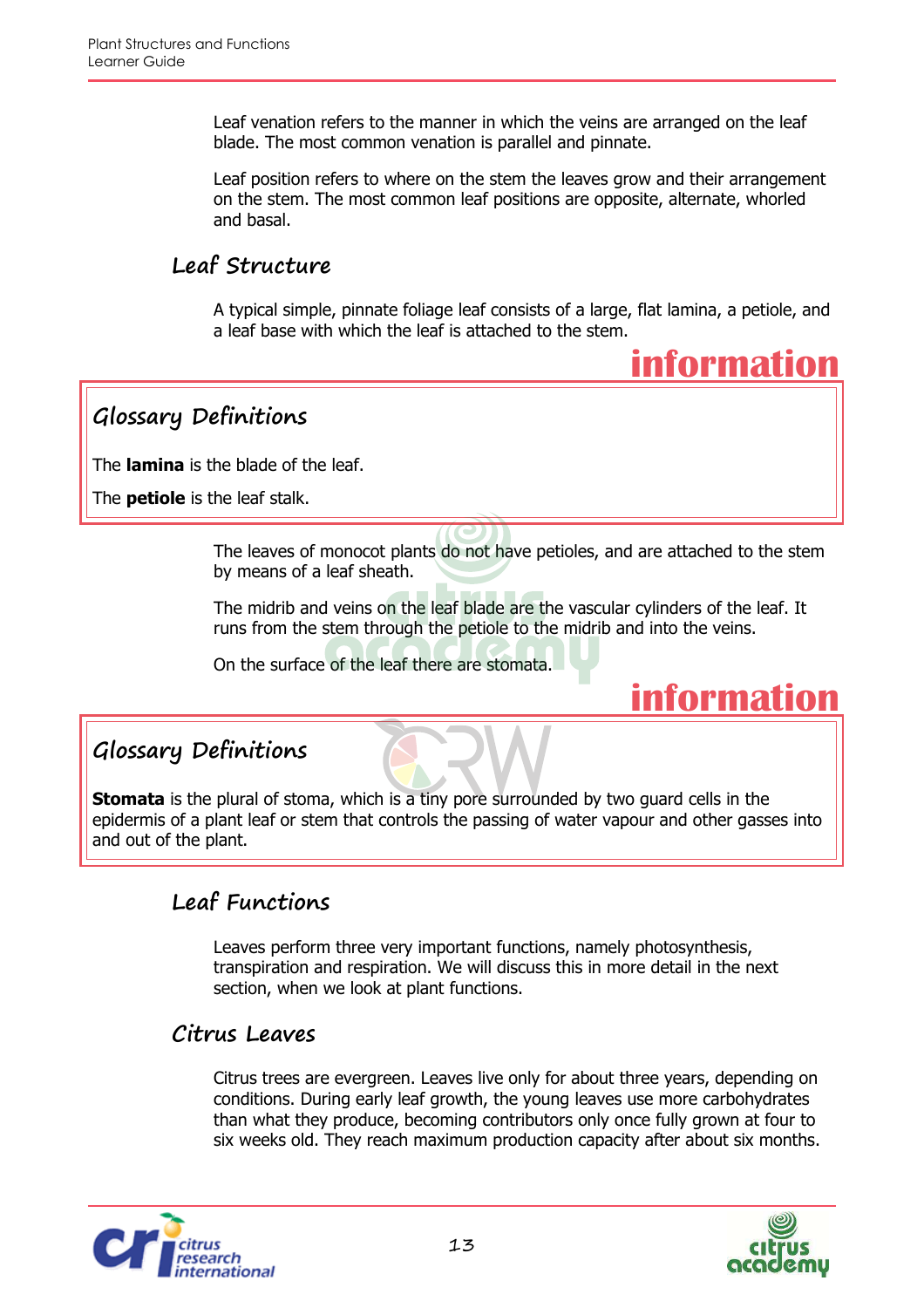Leaf venation refers to the manner in which the veins are arranged on the leaf blade. The most common venation is parallel and pinnate.

Leaf position refers to where on the stem the leaves grow and their arrangement on the stem. The most common leaf positions are opposite, alternate, whorled and basal.

## Leaf Structure

A typical simple, pinnate foliage leaf consists of a large, flat lamina, a petiole, and a leaf base with which the leaf is attached to the stem.

**information**

### Glossary Definitions

The **lamina** is the blade of the leaf.

The **petiole** is the leaf stalk.

The leaves of monocot plants do not have petioles, and are attached to the stem by means of a leaf sheath.

The midrib and veins on the leaf blade are the vascular cylinders of the leaf. It runs from the stem through the petiole to the midrib and into the veins.

On the surface of the leaf there are stomata.

**information**

### Glossary Definitions

**Stomata** is the plural of stoma, which is a tiny pore surrounded by two guard cells in the epidermis of a plant leaf or stem that controls the passing of water vapour and other gasses into and out of the plant.

## Leaf Functions

Leaves perform three very important functions, namely photosynthesis, transpiration and respiration. We will discuss this in more detail in the next section, when we look at plant functions.

## Citrus Leaves

Citrus trees are evergreen. Leaves live only for about three years, depending on conditions. During early leaf growth, the young leaves use more carbohydrates than what they produce, becoming contributors only once fully grown at four to six weeks old. They reach maximum production capacity after about six months.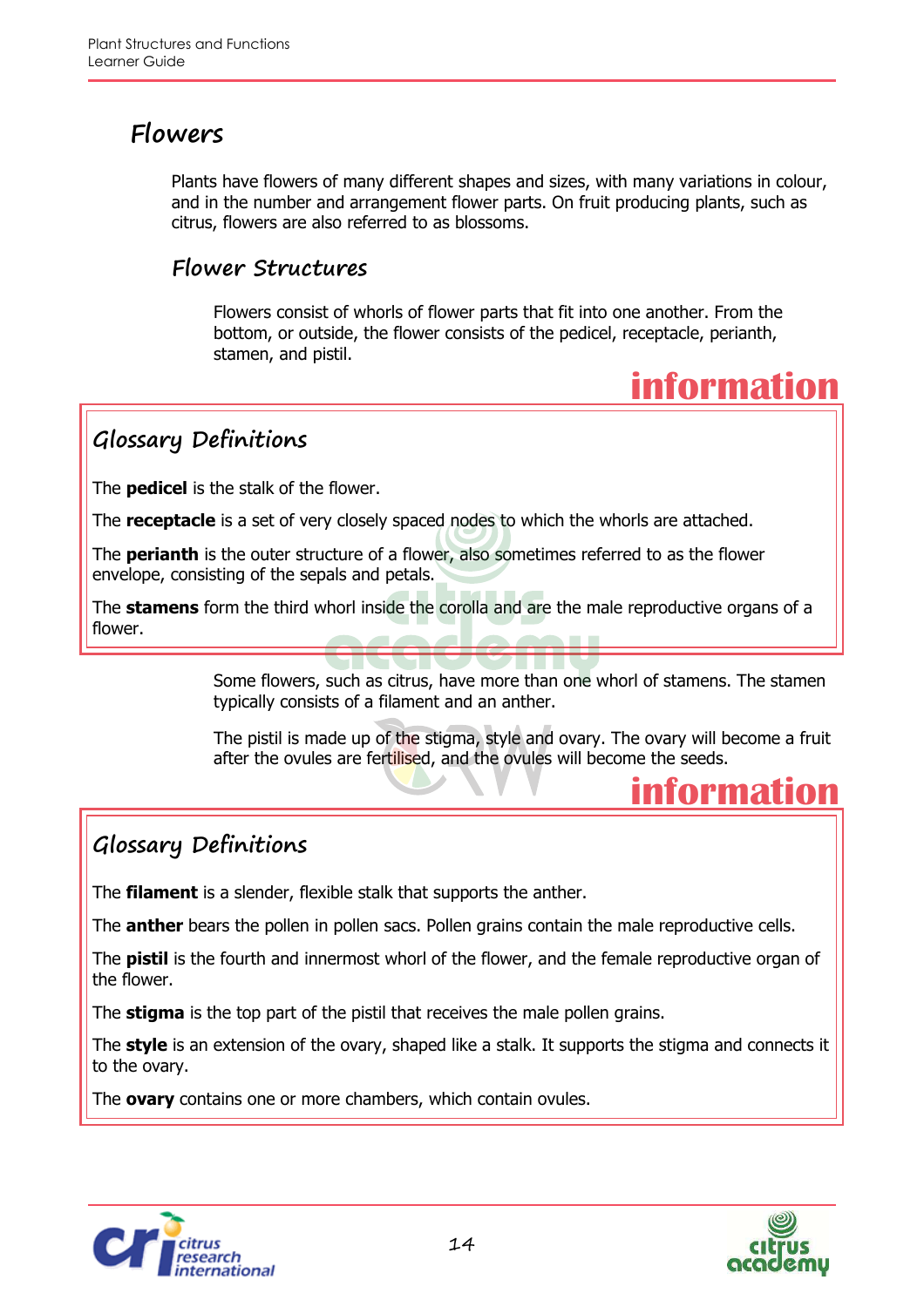## Flowers

Plants have flowers of many different shapes and sizes, with many variations in colour, and in the number and arrangement flower parts. On fruit producing plants, such as citrus, flowers are also referred to as blossoms.

### Flower Structures

Flowers consist of whorls of flower parts that fit into one another. From the bottom, or outside, the flower consists of the pedicel, receptacle, perianth, stamen, and pistil.

**information**

#### Glossary Definitions

The **pedicel** is the stalk of the flower.

The **receptacle** is a set of very closely spaced nodes to which the whorls are attached.

The **perianth** is the outer structure of a flower, also sometimes referred to as the flower envelope, consisting of the sepals and petals.

The **stamens** form the third whorl inside the corolla and are the male reproductive organs of a flower.

Some flowers, such as citrus, have more than one whorl of stamens. The stamen typically consists of a filament and an anther.

The pistil is made up of the stigma, style and ovary. The ovary will become a fruit after the ovules are fertilised, and the ovules will become the seeds.

**information**

#### Glossary Definitions

The **filament** is a slender, flexible stalk that supports the anther.

The **anther** bears the pollen in pollen sacs. Pollen grains contain the male reproductive cells.

The **pistil** is the fourth and innermost whorl of the flower, and the female reproductive organ of the flower.

The **stigma** is the top part of the pistil that receives the male pollen grains.

The **style** is an extension of the ovary, shaped like a stalk. It supports the stigma and connects it to the ovary.

The **ovary** contains one or more chambers, which contain ovules.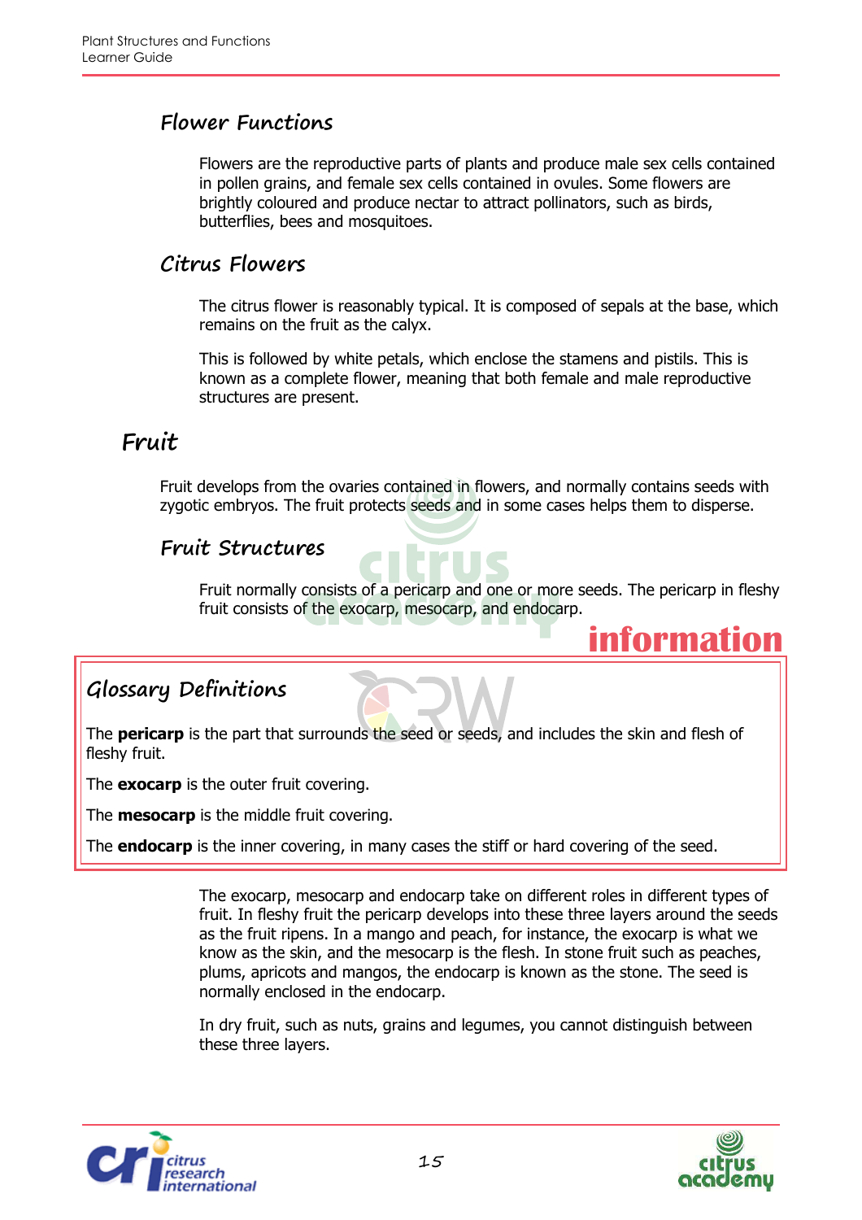## Flower Functions

Flowers are the reproductive parts of plants and produce male sex cells contained in pollen grains, and female sex cells contained in ovules. Some flowers are brightly coloured and produce nectar to attract pollinators, such as birds, butterflies, bees and mosquitoes.

## Citrus Flowers

The citrus flower is reasonably typical. It is composed of sepals at the base, which remains on the fruit as the calyx.

This is followed by white petals, which enclose the stamens and pistils. This is known as a complete flower, meaning that both female and male reproductive structures are present.

# Fruit

Fruit develops from the ovaries contained in flowers, and normally contains seeds with zygotic embryos. The fruit protects seeds and in some cases helps them to disperse.

## Fruit Structures

Fruit normally consists of a pericarp and one or more seeds. The pericarp in fleshy fruit consists of the exocarp, mesocarp, and endocarp.

**information**

### Glossary Definitions

The **pericarp** is the part that surrounds the seed or seeds, and includes the skin and flesh of fleshy fruit.

The **exocarp** is the outer fruit covering.

The **mesocarp** is the middle fruit covering.

The **endocarp** is the inner covering, in many cases the stiff or hard covering of the seed.

The exocarp, mesocarp and endocarp take on different roles in different types of fruit. In fleshy fruit the pericarp develops into these three layers around the seeds as the fruit ripens. In a mango and peach, for instance, the exocarp is what we know as the skin, and the mesocarp is the flesh. In stone fruit such as peaches, plums, apricots and mangos, the endocarp is known as the stone. The seed is normally enclosed in the endocarp.

In dry fruit, such as nuts, grains and legumes, you cannot distinguish between these three layers.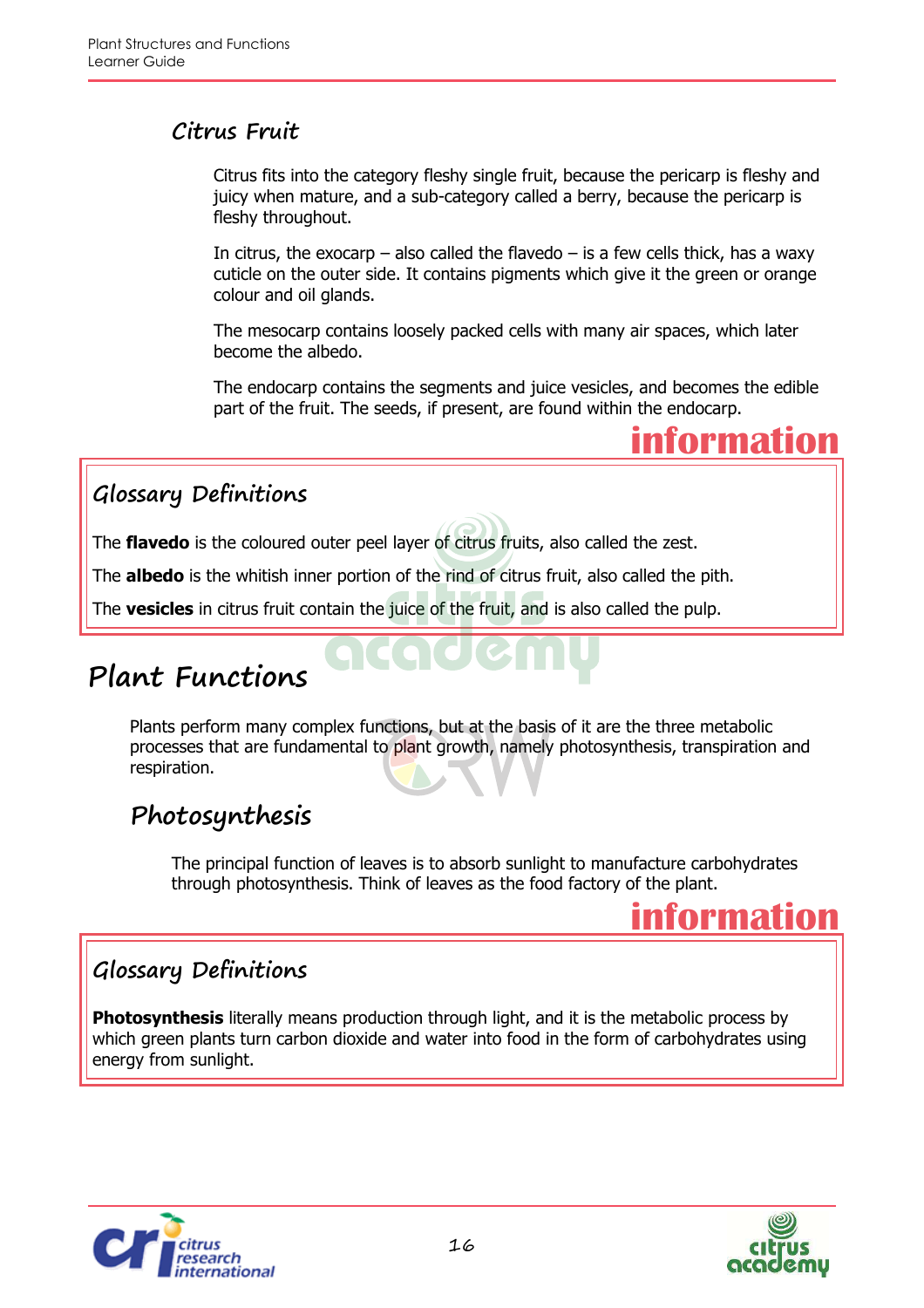### Citrus Fruit

Citrus fits into the category fleshy single fruit, because the pericarp is fleshy and juicy when mature, and a sub-category called a berry, because the pericarp is fleshy throughout.

In citrus, the exocarp – also called the flavedo – is a few cells thick, has a waxy cuticle on the outer side. It contains pigments which give it the green or orange colour and oil glands.

The mesocarp contains loosely packed cells with many air spaces, which later become the albedo.

The endocarp contains the segments and juice vesicles, and becomes the edible part of the fruit. The seeds, if present, are found within the endocarp.

**information**

### Glossary Definitions

The **flavedo** is the coloured outer peel layer of citrus fruits, also called the zest.

The **albedo** is the whitish inner portion of the rind of citrus fruit, also called the pith.

The **vesicles** in citrus fruit contain the juice of the fruit, and is also called the pulp.

## Plant Functions

Plants perform many complex functions, but at the basis of it are the three metabolic processes that are fundamental to plant growth, namely photosynthesis, transpiration and respiration.

### Photosynthesis

The principal function of leaves is to absorb sunlight to manufacture carbohydrates through photosynthesis. Think of leaves as the food factory of the plant.

**information**

### Glossary Definitions

**Photosynthesis** literally means production through light, and it is the metabolic process by which green plants turn carbon dioxide and water into food in the form of carbohydrates using energy from sunlight.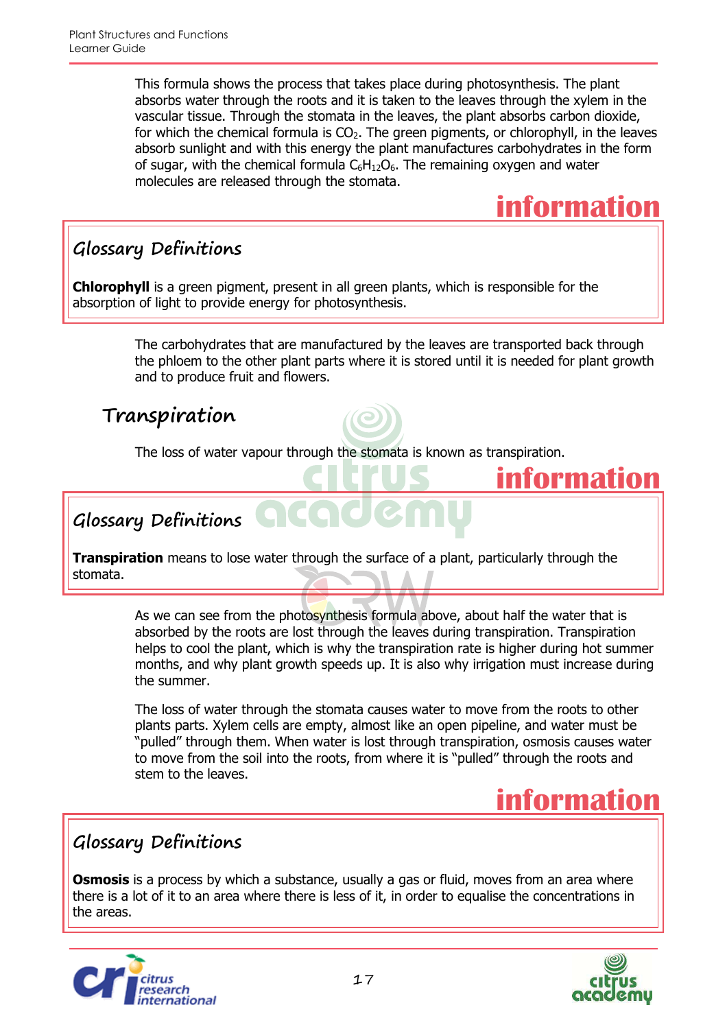This formula shows the process that takes place during photosynthesis. The plant absorbs water through the roots and it is taken to the leaves through the xylem in the vascular tissue. Through the stomata in the leaves, the plant absorbs carbon dioxide, for which the chemical formula is $CO_2$. The green pigments, or chlorophyll, in the leaves absorb sunlight and with this energy the plant manufactures carbohydrates in the form of sugar, with the chemical formula $C_6H_{12}O_6$. The remaining oxygen and water molecules are released through the stomata.

**information**

## Glossary Definitions

**Chlorophyll** is a green pigment, present in all green plants, which is responsible for the absorption of light to provide energy for photosynthesis.

The carbohydrates that are manufactured by the leaves are transported back through the phloem to the other plant parts where it is stored until it is needed for plant growth and to produce fruit and flowers.

## Transpiration

The loss of water vapour through the stomata is known as transpiration.

**information**

## Glossary Definitions

**Transpiration** means to lose water through the surface of a plant, particularly through the stomata.

As we can see from the photosynthesis formula above, about half the water that is absorbed by the roots are lost through the leaves during transpiration. Transpiration helps to cool the plant, which is why the transpiration rate is higher during hot summer months, and why plant growth speeds up. It is also why irrigation must increase during the summer.

The loss of water through the stomata causes water to move from the roots to other plants parts. Xylem cells are empty, almost like an open pipeline, and water must be "pulled" through them. When water is lost through transpiration, osmosis causes water to move from the soil into the roots, from where it is "pulled" through the roots and stem to the leaves.

**information**

## Glossary Definitions

**Osmosis** is a process by which a substance, usually a gas or fluid, moves from an area where there is a lot of it to an area where there is less of it, in order to equalise the concentrations in the areas.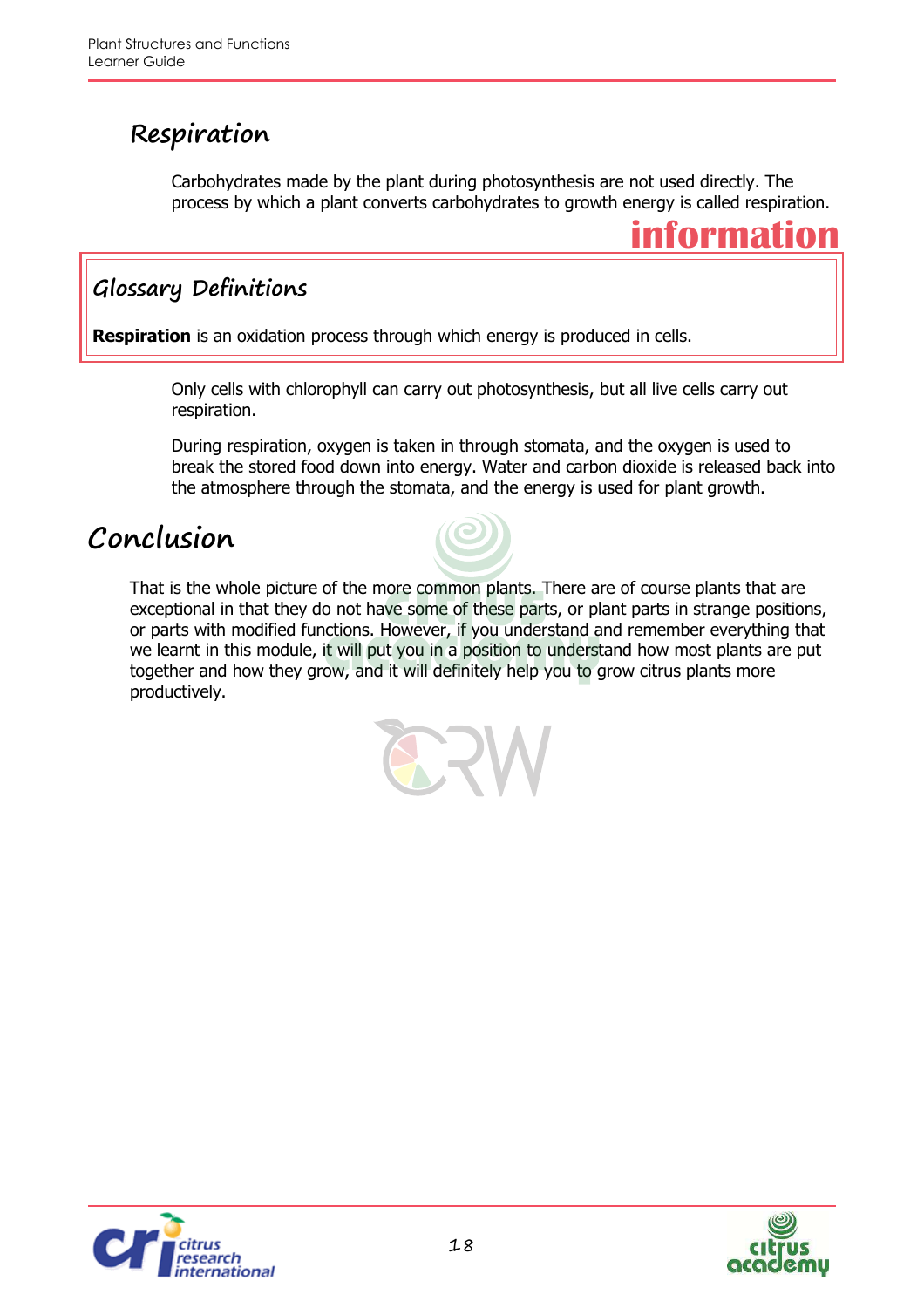## Respiration

Carbohydrates made by the plant during photosynthesis are not used directly. The process by which a plant converts carbohydrates to growth energy is called respiration.

information

### Glossary Definitions

**Respiration** is an oxidation process through which energy is produced in cells.

Only cells with chlorophyll can carry out photosynthesis, but all live cells carry out respiration.

During respiration, oxygen is taken in through stomata, and the oxygen is used to break the stored food down into energy. Water and carbon dioxide is released back into the atmosphere through the stomata, and the energy is used for plant growth.

# Conclusion

That is the whole picture of the more common plants. There are of course plants that are exceptional in that they do not have some of these parts, or plant parts in strange positions, or parts with modified functions. However, if you understand and remember everything that we learnt in this module, it will put you in a position to understand how most plants are put together and how they grow, and it will definitely help you to grow citrus plants more productively.